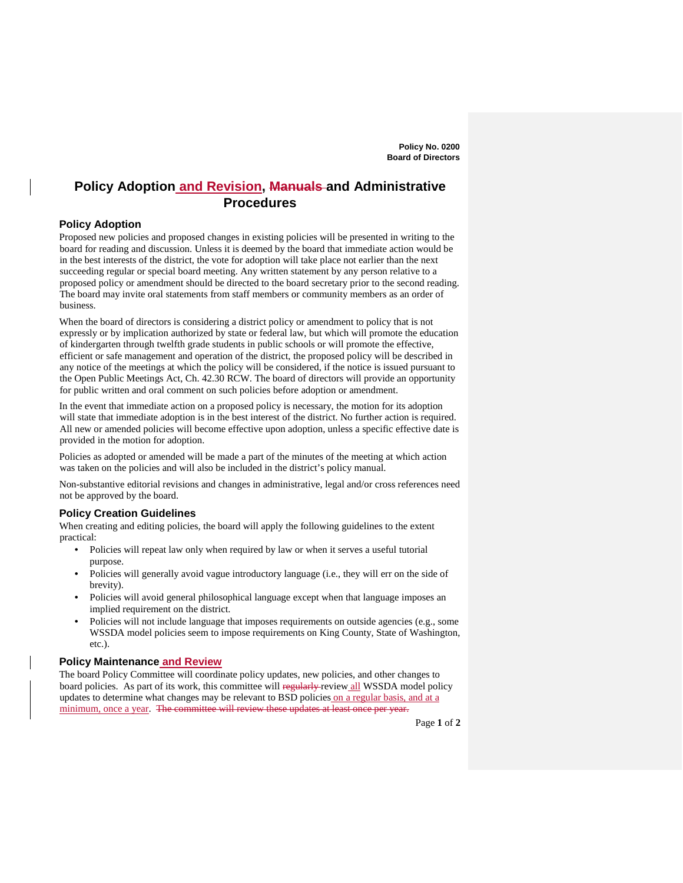# Policy Adoption and Revision, ~~Manuals~~ and Administrative Procedures

## Policy Adoption

Proposed new policies and proposed changes in existing policies will be presented in writing to the board for reading and discussion. Unless it is deemed by the board that immediate action would be in the best interests of the district, the vote for adoption will take place not earlier than the next succeeding regular or special board meeting. Any written statement by any person relative to a proposed policy or amendment should be directed to the board secretary prior to the second reading. The board may invite oral statements from staff members or community members as an order of business.

When the board of directors is considering a district policy or amendment to policy that is not expressly or by implication authorized by state or federal law, but which will promote the education of kindergarten through twelfth grade students in public schools or will promote the effective, efficient or safe management and operation of the district, the proposed policy will be described in any notice of the meetings at which the policy will be considered, if the notice is issued pursuant to the Open Public Meetings Act, Ch. 42.30 RCW. The board of directors will provide an opportunity for public written and oral comment on such policies before adoption or amendment.

In the event that immediate action on a proposed policy is necessary, the motion for its adoption will state that immediate adoption is in the best interest of the district. No further action is required. All new or amended policies will become effective upon adoption, unless a specific effective date is provided in the motion for adoption.

Policies as adopted or amended will be made a part of the minutes of the meeting at which action was taken on the policies and will also be included in the district's policy manual.

Non-substantive editorial revisions and changes in administrative, legal and/or cross references need not be approved by the board.

## Policy Creation Guidelines

When creating and editing policies, the board will apply the following guidelines to the extent practical:

- Policies will repeat law only when required by law or when it serves a useful tutorial purpose.
- Policies will generally avoid vague introductory language (i.e., they will err on the side of brevity).
- Policies will avoid general philosophical language except when that language imposes an implied requirement on the district.
- Policies will not include language that imposes requirements on outside agencies (e.g., some WSSDA model policies seem to impose requirements on King County, State of Washington, etc.).

## Policy Maintenance and Review

The board Policy Committee will coordinate policy updates, new policies, and other changes to board policies. As part of its work, this committee will ~~regularly~~ review all WSSDA model policy updates to determine what changes may be relevant to BSD policies on a regular basis, and at a minimum, once a year. ~~The committee will review these updates at least once per year.~~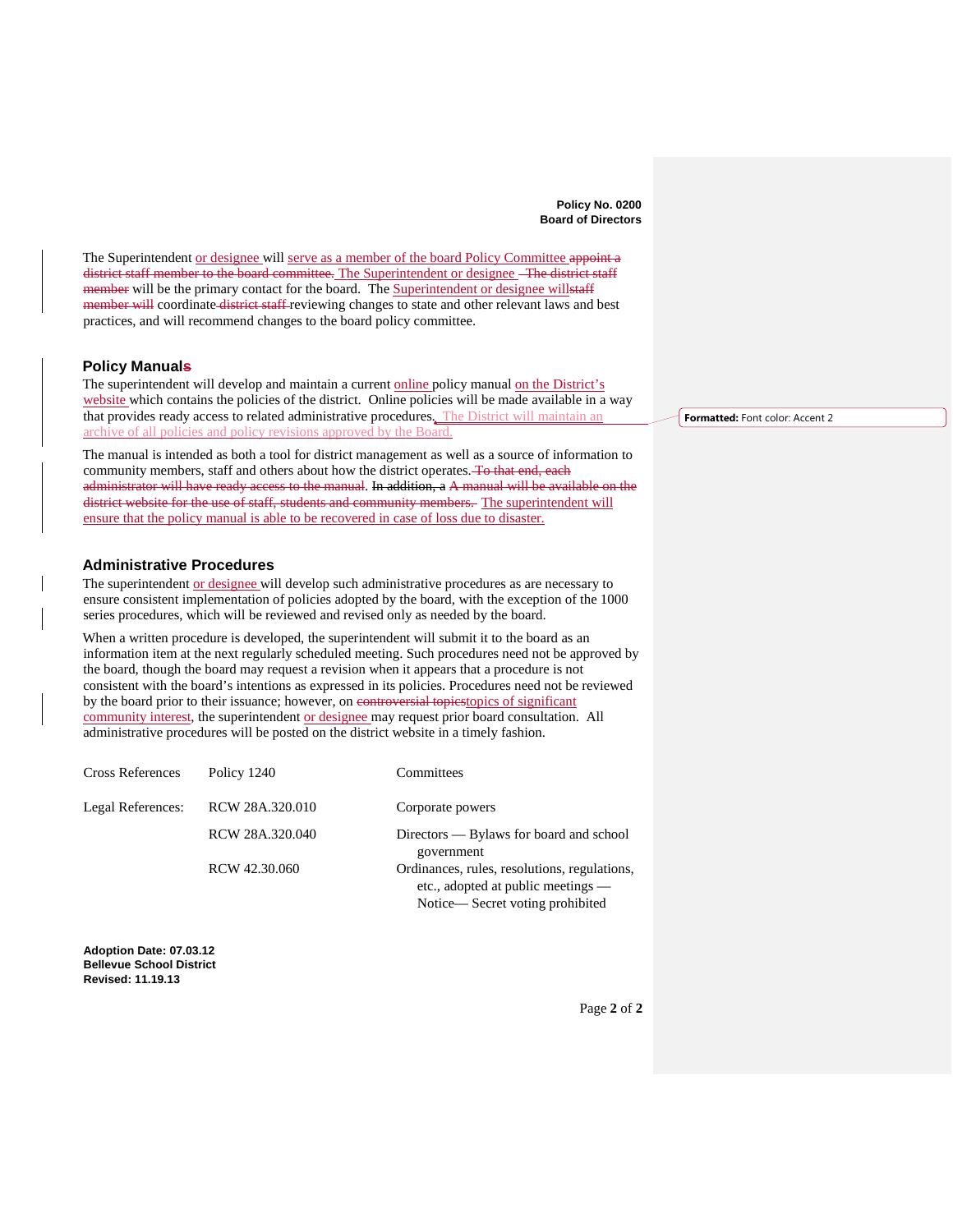The Superintendent or designee will serve as a member of the board Policy Committee ~~appoint a district staff member to the board committee.~~ The Superintendent or designee ~~The district staff member~~ will be the primary contact for the board. The Superintendent or designee will~~staff member will~~ coordinate ~~district staff~~ reviewing changes to state and other relevant laws and best practices, and will recommend changes to the board policy committee.

## Policy Manual~~s~~

The superintendent will develop and maintain a current online policy manual on the District's website which contains the policies of the district. Online policies will be made available in a way that provides ready access to related administrative procedures. The District will maintain an archive of all policies and policy revisions approved by the Board.

The manual is intended as both a tool for district management as well as a source of information to community members, staff and others about how the district operates. ~~To that end, each administrator will have ready access to the manual.~~ ~~In addition, a~~ ~~A manual will be available on the district website for the use of staff, students and community members.~~ The superintendent will ensure that the policy manual is able to be recovered in case of loss due to disaster.

## Administrative Procedures

The superintendent or designee will develop such administrative procedures as are necessary to ensure consistent implementation of policies adopted by the board, with the exception of the 1000 series procedures, which will be reviewed and revised only as needed by the board.

When a written procedure is developed, the superintendent will submit it to the board as an information item at the next regularly scheduled meeting. Such procedures need not be approved by the board, though the board may request a revision when it appears that a procedure is not consistent with the board's intentions as expressed in its policies. Procedures need not be reviewed by the board prior to their issuance; however, on ~~controversial topics~~topics of significant community interest, the superintendent or designee may request prior board consultation. All administrative procedures will be posted on the district website in a timely fashion.

| | | |
|---|---|---|
| Cross References | Policy 1240 | Committees |
| Legal References: | RCW 28A.320.010 | Corporate powers |
| | RCW 28A.320.040 | Directors — Bylaws for board and school government |
| | RCW 42.30.060 | Ordinances, rules, resolutions, regulations, etc., adopted at public meetings — Notice— Secret voting prohibited |

**Adoption Date: 07.03.12**
**Bellevue School District**
**Revised: 11.19.13**